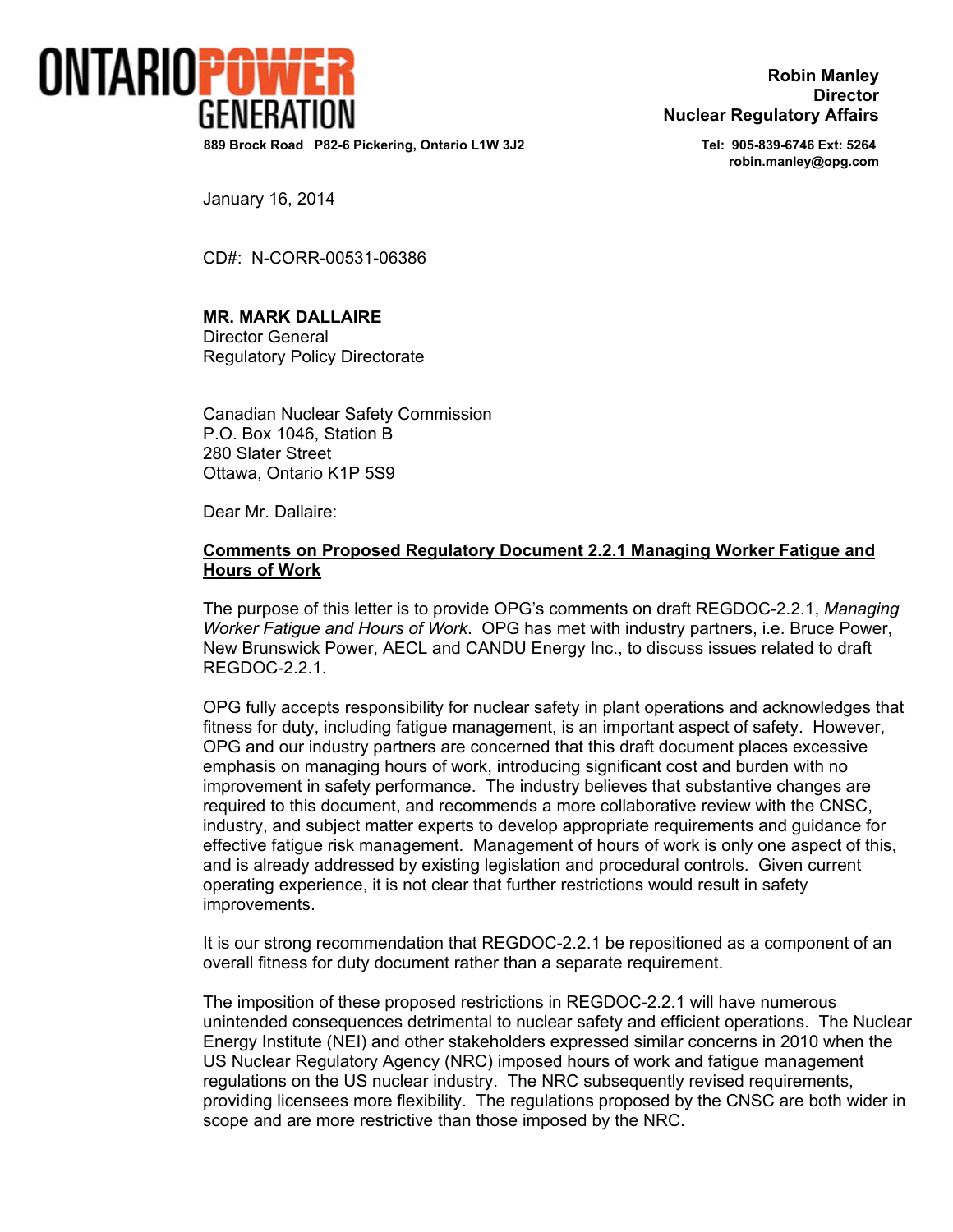**ONTARIO POWER GENERATION**

889 Brock Road P82-6 Pickering, Ontario L1W 3J2

**Robin Manley**
**Director**
**Nuclear Regulatory Affairs**

**Tel: 905-839-6746 Ext: 5264**
**robin.manley@opg.com**

January 16, 2014

CD#: N-CORR-00531-06386

**MR. MARK DALLAIRE**
Director General
Regulatory Policy Directorate

Canadian Nuclear Safety Commission
P.O. Box 1046, Station B
280 Slater Street
Ottawa, Ontario K1P 5S9

Dear Mr. Dallaire:

**Comments on Proposed Regulatory Document 2.2.1 Managing Worker Fatigue and Hours of Work**

The purpose of this letter is to provide OPG's comments on draft REGDOC-2.2.1, *Managing Worker Fatigue and Hours of Work*. OPG has met with industry partners, i.e. Bruce Power, New Brunswick Power, AECL and CANDU Energy Inc., to discuss issues related to draft REGDOC-2.2.1.

OPG fully accepts responsibility for nuclear safety in plant operations and acknowledges that fitness for duty, including fatigue management, is an important aspect of safety. However, OPG and our industry partners are concerned that this draft document places excessive emphasis on managing hours of work, introducing significant cost and burden with no improvement in safety performance. The industry believes that substantive changes are required to this document, and recommends a more collaborative review with the CNSC, industry, and subject matter experts to develop appropriate requirements and guidance for effective fatigue risk management. Management of hours of work is only one aspect of this, and is already addressed by existing legislation and procedural controls. Given current operating experience, it is not clear that further restrictions would result in safety improvements.

It is our strong recommendation that REGDOC-2.2.1 be repositioned as a component of an overall fitness for duty document rather than a separate requirement.

The imposition of these proposed restrictions in REGDOC-2.2.1 will have numerous unintended consequences detrimental to nuclear safety and efficient operations. The Nuclear Energy Institute (NEI) and other stakeholders expressed similar concerns in 2010 when the US Nuclear Regulatory Agency (NRC) imposed hours of work and fatigue management regulations on the US nuclear industry. The NRC subsequently revised requirements, providing licensees more flexibility. The regulations proposed by the CNSC are both wider in scope and are more restrictive than those imposed by the NRC.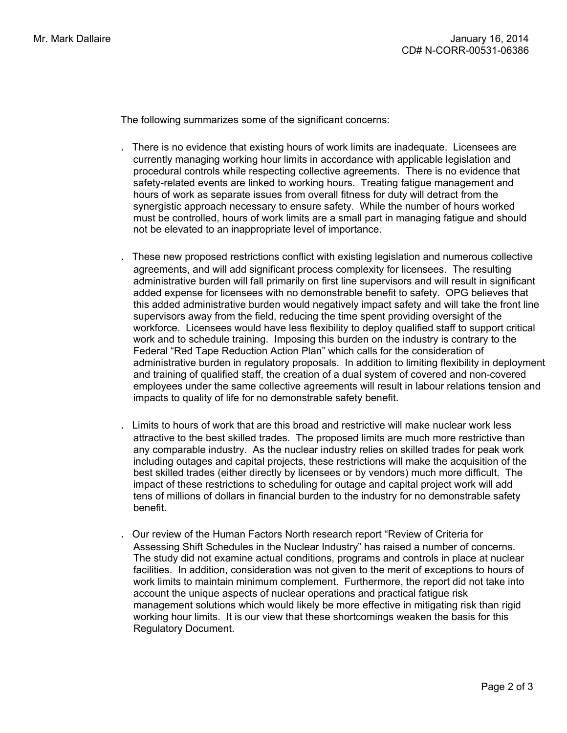The following summarizes some of the significant concerns:

- There is no evidence that existing hours of work limits are inadequate. Licensees are currently managing working hour limits in accordance with applicable legislation and procedural controls while respecting collective agreements. There is no evidence that safety-related events are linked to working hours. Treating fatigue management and hours of work as separate issues from overall fitness for duty will detract from the synergistic approach necessary to ensure safety. While the number of hours worked must be controlled, hours of work limits are a small part in managing fatigue and should not be elevated to an inappropriate level of importance.

- These new proposed restrictions conflict with existing legislation and numerous collective agreements, and will add significant process complexity for licensees. The resulting administrative burden will fall primarily on first line supervisors and will result in significant added expense for licensees with no demonstrable benefit to safety. OPG believes that this added administrative burden would negatively impact safety and will take the front line supervisors away from the field, reducing the time spent providing oversight of the workforce. Licensees would have less flexibility to deploy qualified staff to support critical work and to schedule training. Imposing this burden on the industry is contrary to the Federal "Red Tape Reduction Action Plan" which calls for the consideration of administrative burden in regulatory proposals. In addition to limiting flexibility in deployment and training of qualified staff, the creation of a dual system of covered and non-covered employees under the same collective agreements will result in labour relations tension and impacts to quality of life for no demonstrable safety benefit.

- Limits to hours of work that are this broad and restrictive will make nuclear work less attractive to the best skilled trades. The proposed limits are much more restrictive than any comparable industry. As the nuclear industry relies on skilled trades for peak work including outages and capital projects, these restrictions will make the acquisition of the best skilled trades (either directly by licensees or by vendors) much more difficult. The impact of these restrictions to scheduling for outage and capital project work will add tens of millions of dollars in financial burden to the industry for no demonstrable safety benefit.

- Our review of the Human Factors North research report "Review of Criteria for Assessing Shift Schedules in the Nuclear Industry" has raised a number of concerns. The study did not examine actual conditions, programs and controls in place at nuclear facilities. In addition, consideration was not given to the merit of exceptions to hours of work limits to maintain minimum complement. Furthermore, the report did not take into account the unique aspects of nuclear operations and practical fatigue risk management solutions which would likely be more effective in mitigating risk than rigid working hour limits. It is our view that these shortcomings weaken the basis for this Regulatory Document.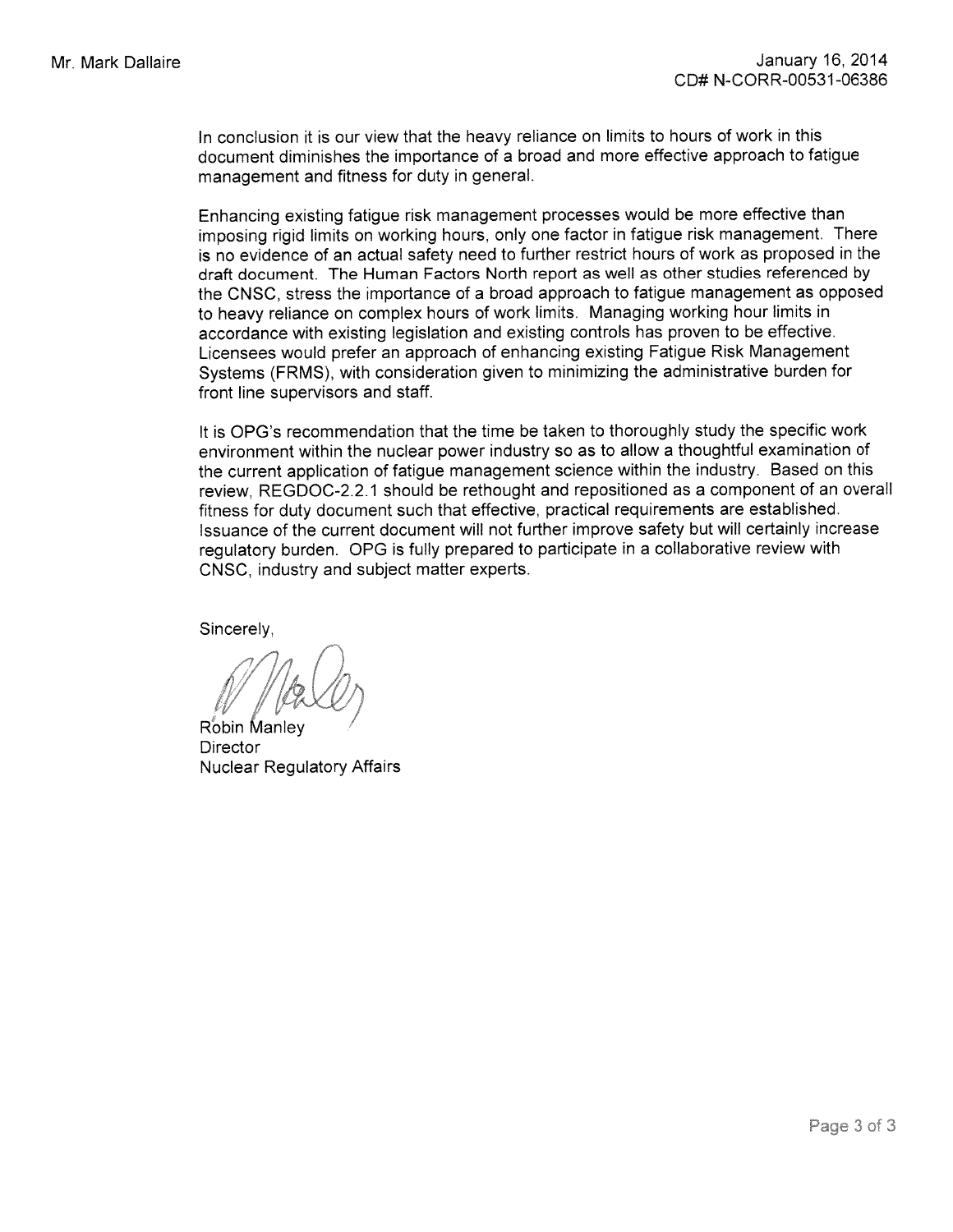In conclusion it is our view that the heavy reliance on limits to hours of work in this document diminishes the importance of a broad and more effective approach to fatigue management and fitness for duty in general.

Enhancing existing fatigue risk management processes would be more effective than imposing rigid limits on working hours, only one factor in fatigue risk management. There is no evidence of an actual safety need to further restrict hours of work as proposed in the draft document. The Human Factors North report as well as other studies referenced by the CNSC, stress the importance of a broad approach to fatigue management as opposed to heavy reliance on complex hours of work limits. Managing working hour limits in accordance with existing legislation and existing controls has proven to be effective. Licensees would prefer an approach of enhancing existing Fatigue Risk Management Systems (FRMS), with consideration given to minimizing the administrative burden for front line supervisors and staff.

It is OPG's recommendation that the time be taken to thoroughly study the specific work environment within the nuclear power industry so as to allow a thoughtful examination of the current application of fatigue management science within the industry. Based on this review, REGDOC-2.2.1 should be rethought and repositioned as a component of an overall fitness for duty document such that effective, practical requirements are established. Issuance of the current document will not further improve safety but will certainly increase regulatory burden. OPG is fully prepared to participate in a collaborative review with CNSC, industry and subject matter experts.

Sincerely,

Robin Manley
Director
Nuclear Regulatory Affairs